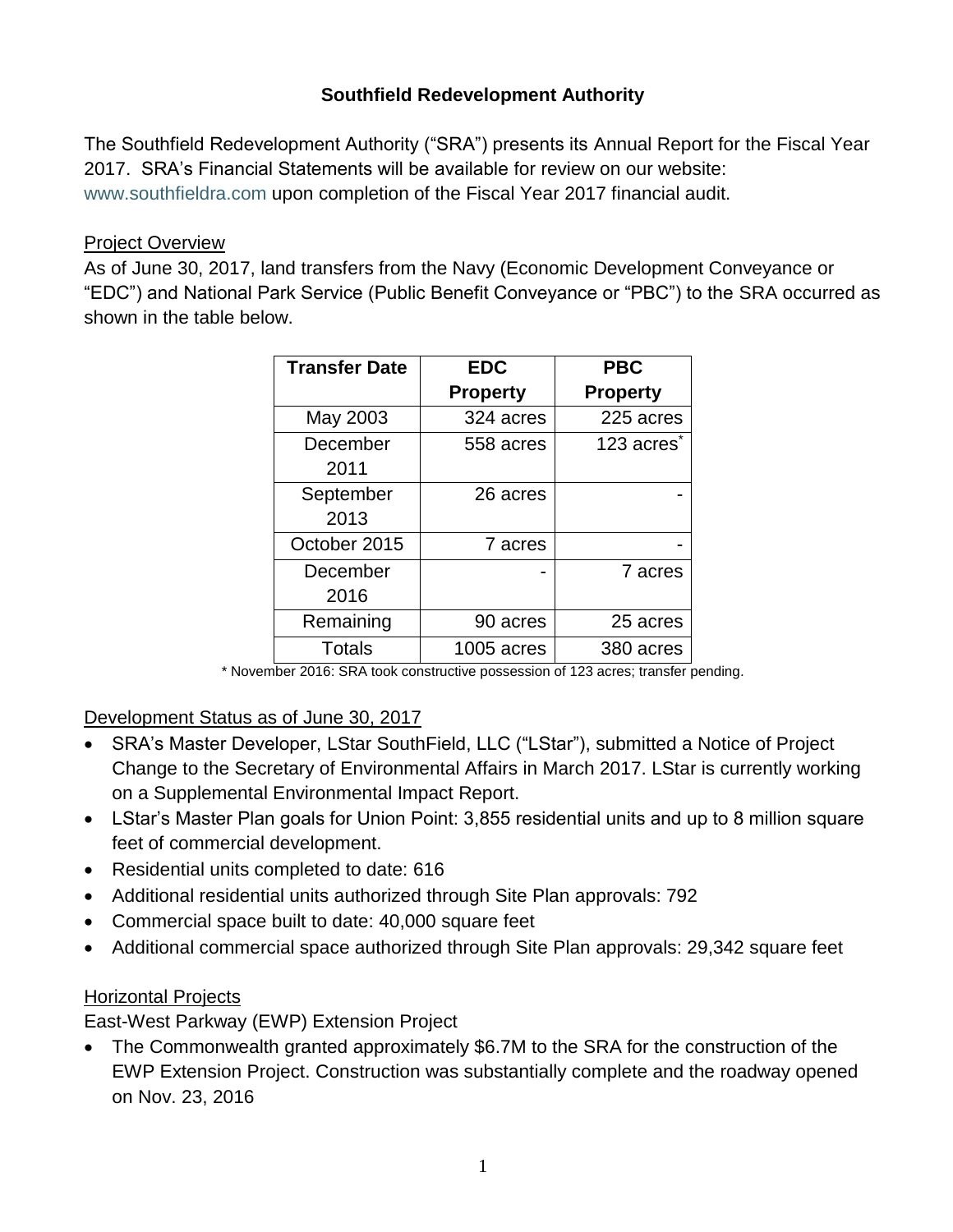# Southfield Redevelopment Authority

The Southfield Redevelopment Authority ("SRA") presents its Annual Report for the Fiscal Year 2017. SRA's Financial Statements will be available for review on our website: www.southfieldra.com upon completion of the Fiscal Year 2017 financial audit.

## Project Overview

As of June 30, 2017, land transfers from the Navy (Economic Development Conveyance or "EDC") and National Park Service (Public Benefit Conveyance or "PBC") to the SRA occurred as shown in the table below.

| Transfer Date | EDC Property | PBC Property |
|---|---|---|
| May 2003 | 324 acres | 225 acres |
| December 2011 | 558 acres | 123 acres* |
| September 2013 | 26 acres | - |
| October 2015 | 7 acres | - |
| December 2016 | - | 7 acres |
| Remaining | 90 acres | 25 acres |
| Totals | 1005 acres | 380 acres |

\* November 2016: SRA took constructive possession of 123 acres; transfer pending.

## Development Status as of June 30, 2017

- SRA's Master Developer, LStar SouthField, LLC ("LStar"), submitted a Notice of Project Change to the Secretary of Environmental Affairs in March 2017. LStar is currently working on a Supplemental Environmental Impact Report.
- LStar's Master Plan goals for Union Point: 3,855 residential units and up to 8 million square feet of commercial development.
- Residential units completed to date: 616
- Additional residential units authorized through Site Plan approvals: 792
- Commercial space built to date: 40,000 square feet
- Additional commercial space authorized through Site Plan approvals: 29,342 square feet

## Horizontal Projects

East-West Parkway (EWP) Extension Project

- The Commonwealth granted approximately $6.7M to the SRA for the construction of the EWP Extension Project. Construction was substantially complete and the roadway opened on Nov. 23, 2016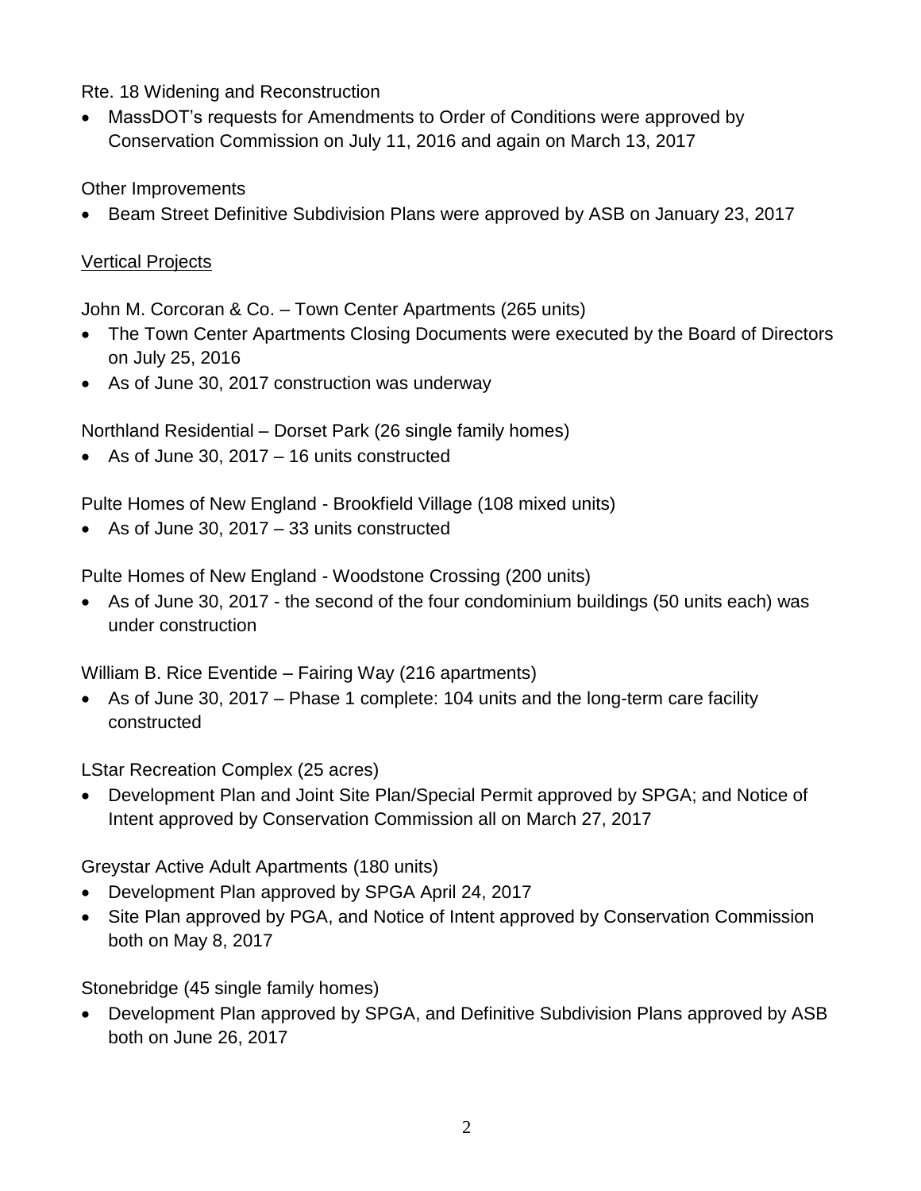Rte. 18 Widening and Reconstruction

- MassDOT's requests for Amendments to Order of Conditions were approved by Conservation Commission on July 11, 2016 and again on March 13, 2017

Other Improvements

- Beam Street Definitive Subdivision Plans were approved by ASB on January 23, 2017

<u>Vertical Projects</u>

John M. Corcoran & Co. – Town Center Apartments (265 units)

- The Town Center Apartments Closing Documents were executed by the Board of Directors on July 25, 2016
- As of June 30, 2017 construction was underway

Northland Residential – Dorset Park (26 single family homes)

- As of June 30, 2017 – 16 units constructed

Pulte Homes of New England - Brookfield Village (108 mixed units)

- As of June 30, 2017 – 33 units constructed

Pulte Homes of New England - Woodstone Crossing (200 units)

- As of June 30, 2017 - the second of the four condominium buildings (50 units each) was under construction

William B. Rice Eventide – Fairing Way (216 apartments)

- As of June 30, 2017 – Phase 1 complete: 104 units and the long-term care facility constructed

LStar Recreation Complex (25 acres)

- Development Plan and Joint Site Plan/Special Permit approved by SPGA; and Notice of Intent approved by Conservation Commission all on March 27, 2017

Greystar Active Adult Apartments (180 units)

- Development Plan approved by SPGA April 24, 2017
- Site Plan approved by PGA, and Notice of Intent approved by Conservation Commission both on May 8, 2017

Stonebridge (45 single family homes)

- Development Plan approved by SPGA, and Definitive Subdivision Plans approved by ASB both on June 26, 2017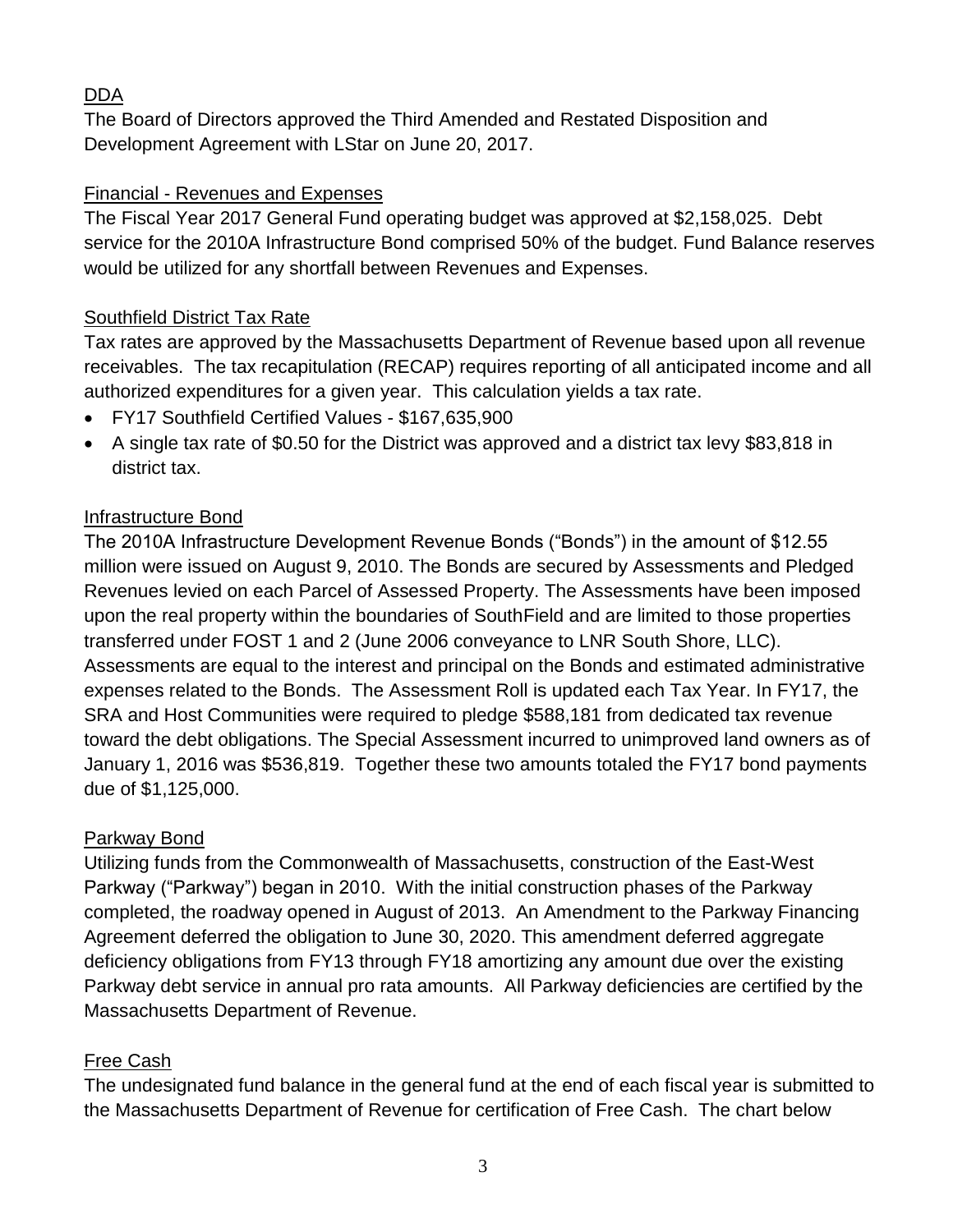## DDA

The Board of Directors approved the Third Amended and Restated Disposition and Development Agreement with LStar on June 20, 2017.

## Financial - Revenues and Expenses

The Fiscal Year 2017 General Fund operating budget was approved at $2,158,025. Debt service for the 2010A Infrastructure Bond comprised 50% of the budget. Fund Balance reserves would be utilized for any shortfall between Revenues and Expenses.

## Southfield District Tax Rate

Tax rates are approved by the Massachusetts Department of Revenue based upon all revenue receivables. The tax recapitulation (RECAP) requires reporting of all anticipated income and all authorized expenditures for a given year. This calculation yields a tax rate.

- FY17 Southfield Certified Values - $167,635,900
- A single tax rate of $0.50 for the District was approved and a district tax levy $83,818 in district tax.

## Infrastructure Bond

The 2010A Infrastructure Development Revenue Bonds ("Bonds") in the amount of $12.55 million were issued on August 9, 2010. The Bonds are secured by Assessments and Pledged Revenues levied on each Parcel of Assessed Property. The Assessments have been imposed upon the real property within the boundaries of SouthField and are limited to those properties transferred under FOST 1 and 2 (June 2006 conveyance to LNR South Shore, LLC). Assessments are equal to the interest and principal on the Bonds and estimated administrative expenses related to the Bonds. The Assessment Roll is updated each Tax Year. In FY17, the SRA and Host Communities were required to pledge $588,181 from dedicated tax revenue toward the debt obligations. The Special Assessment incurred to unimproved land owners as of January 1, 2016 was $536,819. Together these two amounts totaled the FY17 bond payments due of $1,125,000.

## Parkway Bond

Utilizing funds from the Commonwealth of Massachusetts, construction of the East-West Parkway ("Parkway") began in 2010. With the initial construction phases of the Parkway completed, the roadway opened in August of 2013. An Amendment to the Parkway Financing Agreement deferred the obligation to June 30, 2020. This amendment deferred aggregate deficiency obligations from FY13 through FY18 amortizing any amount due over the existing Parkway debt service in annual pro rata amounts. All Parkway deficiencies are certified by the Massachusetts Department of Revenue.

## Free Cash

The undesignated fund balance in the general fund at the end of each fiscal year is submitted to the Massachusetts Department of Revenue for certification of Free Cash. The chart below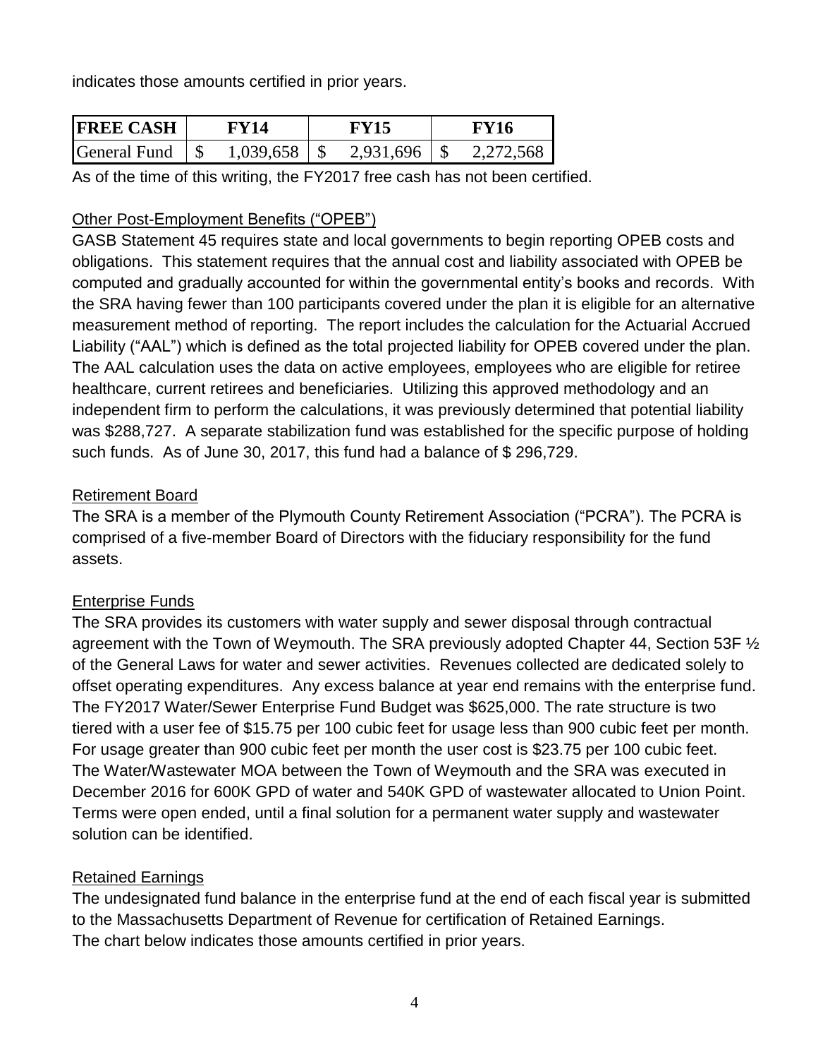indicates those amounts certified in prior years.

| FREE CASH | FY14 | FY15 | FY16 |
|---|---|---|---|
| General Fund | $ 1,039,658 | $ 2,931,696 | $ 2,272,568 |

As of the time of this writing, the FY2017 free cash has not been certified.

Other Post-Employment Benefits ("OPEB")

GASB Statement 45 requires state and local governments to begin reporting OPEB costs and obligations. This statement requires that the annual cost and liability associated with OPEB be computed and gradually accounted for within the governmental entity's books and records. With the SRA having fewer than 100 participants covered under the plan it is eligible for an alternative measurement method of reporting. The report includes the calculation for the Actuarial Accrued Liability ("AAL") which is defined as the total projected liability for OPEB covered under the plan. The AAL calculation uses the data on active employees, employees who are eligible for retiree healthcare, current retirees and beneficiaries. Utilizing this approved methodology and an independent firm to perform the calculations, it was previously determined that potential liability was $288,727. A separate stabilization fund was established for the specific purpose of holding such funds. As of June 30, 2017, this fund had a balance of $ 296,729.

Retirement Board

The SRA is a member of the Plymouth County Retirement Association ("PCRA"). The PCRA is comprised of a five-member Board of Directors with the fiduciary responsibility for the fund assets.

Enterprise Funds

The SRA provides its customers with water supply and sewer disposal through contractual agreement with the Town of Weymouth. The SRA previously adopted Chapter 44, Section 53F ½ of the General Laws for water and sewer activities. Revenues collected are dedicated solely to offset operating expenditures. Any excess balance at year end remains with the enterprise fund. The FY2017 Water/Sewer Enterprise Fund Budget was $625,000. The rate structure is two tiered with a user fee of $15.75 per 100 cubic feet for usage less than 900 cubic feet per month. For usage greater than 900 cubic feet per month the user cost is $23.75 per 100 cubic feet. The Water/Wastewater MOA between the Town of Weymouth and the SRA was executed in December 2016 for 600K GPD of water and 540K GPD of wastewater allocated to Union Point. Terms were open ended, until a final solution for a permanent water supply and wastewater solution can be identified.

Retained Earnings

The undesignated fund balance in the enterprise fund at the end of each fiscal year is submitted to the Massachusetts Department of Revenue for certification of Retained Earnings.
The chart below indicates those amounts certified in prior years.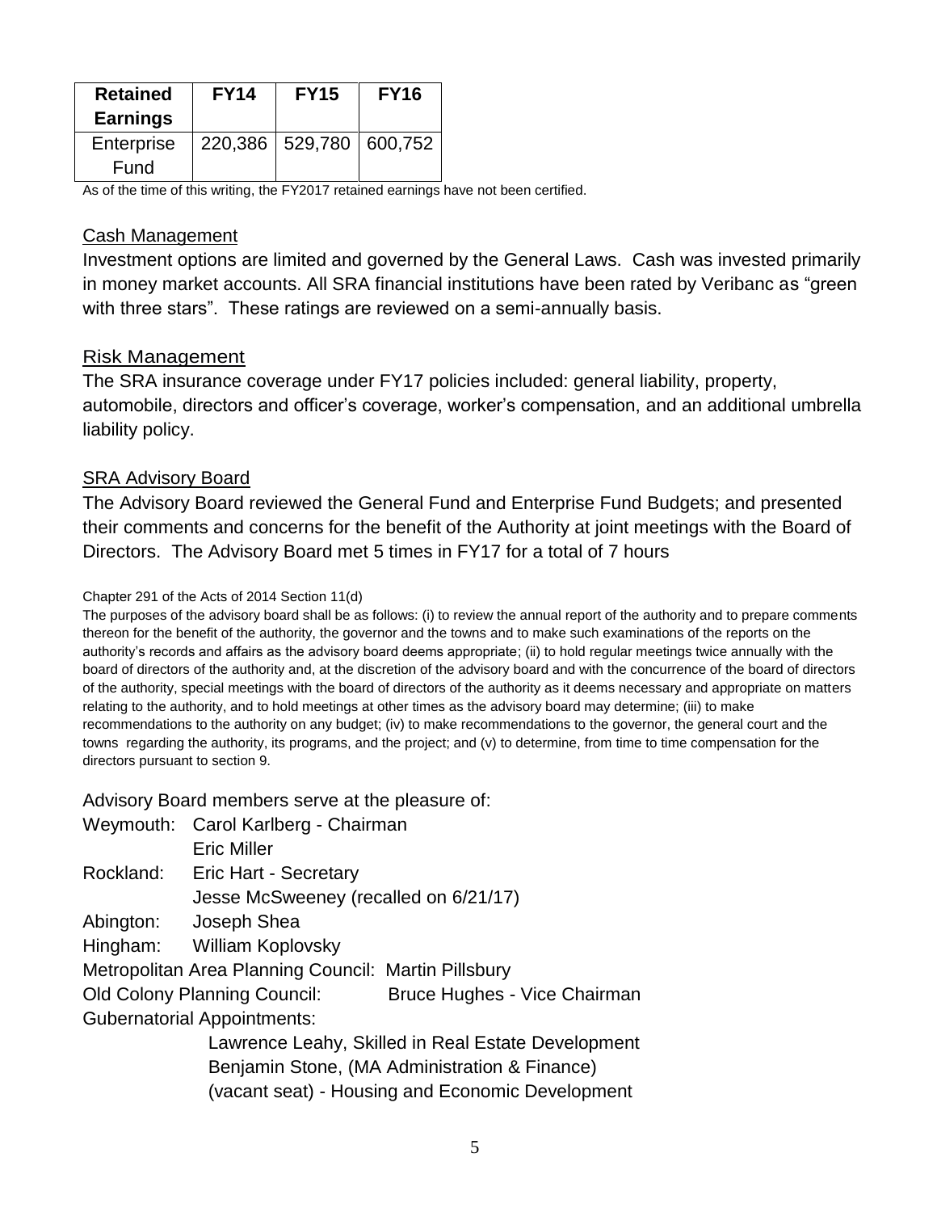| Retained Earnings | FY14 | FY15 | FY16 |
|---|---|---|---|
| Enterprise Fund | 220,386 | 529,780 | 600,752 |

As of the time of this writing, the FY2017 retained earnings have not been certified.

## Cash Management

Investment options are limited and governed by the General Laws. Cash was invested primarily in money market accounts. All SRA financial institutions have been rated by Veribanc as "green with three stars". These ratings are reviewed on a semi-annually basis.

## Risk Management

The SRA insurance coverage under FY17 policies included: general liability, property, automobile, directors and officer's coverage, worker's compensation, and an additional umbrella liability policy.

## SRA Advisory Board

The Advisory Board reviewed the General Fund and Enterprise Fund Budgets; and presented their comments and concerns for the benefit of the Authority at joint meetings with the Board of Directors. The Advisory Board met 5 times in FY17 for a total of 7 hours

Chapter 291 of the Acts of 2014 Section 11(d)

The purposes of the advisory board shall be as follows: (i) to review the annual report of the authority and to prepare comments thereon for the benefit of the authority, the governor and the towns and to make such examinations of the reports on the authority's records and affairs as the advisory board deems appropriate; (ii) to hold regular meetings twice annually with the board of directors of the authority and, at the discretion of the advisory board and with the concurrence of the board of directors of the authority, special meetings with the board of directors of the authority as it deems necessary and appropriate on matters relating to the authority, and to hold meetings at other times as the advisory board may determine; (iii) to make recommendations to the authority on any budget; (iv) to make recommendations to the governor, the general court and the towns regarding the authority, its programs, and the project; and (v) to determine, from time to time compensation for the directors pursuant to section 9.

Advisory Board members serve at the pleasure of:

Weymouth: Carol Karlberg - Chairman
Eric Miller

Rockland: Eric Hart - Secretary
Jesse McSweeney (recalled on 6/21/17)

Abington: Joseph Shea

Hingham: William Koplovsky

Metropolitan Area Planning Council: Martin Pillsbury

Old Colony Planning Council: Bruce Hughes - Vice Chairman

Gubernatorial Appointments:
Lawrence Leahy, Skilled in Real Estate Development
Benjamin Stone, (MA Administration & Finance)
(vacant seat) - Housing and Economic Development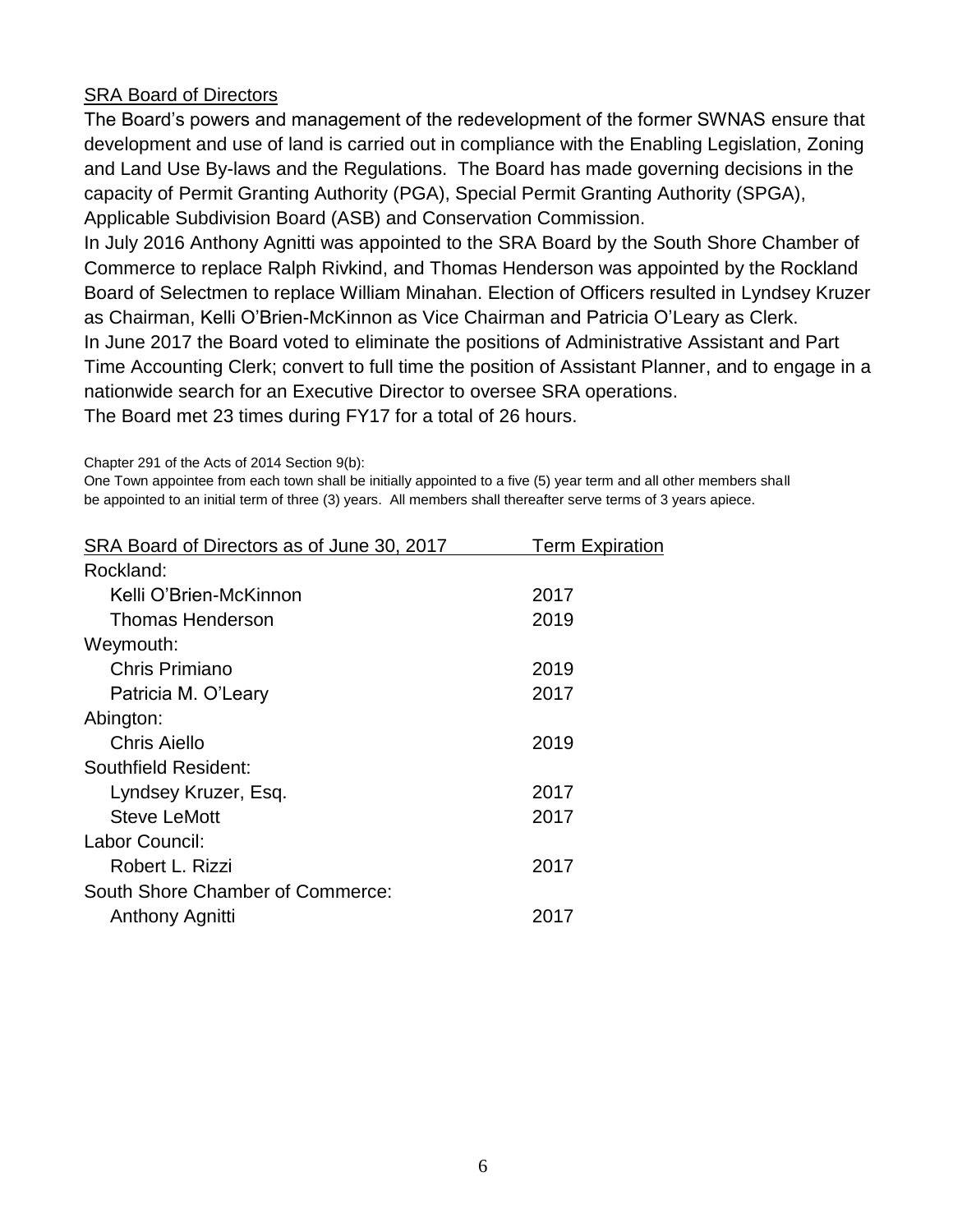## SRA Board of Directors

The Board's powers and management of the redevelopment of the former SWNAS ensure that development and use of land is carried out in compliance with the Enabling Legislation, Zoning and Land Use By-laws and the Regulations. The Board has made governing decisions in the capacity of Permit Granting Authority (PGA), Special Permit Granting Authority (SPGA), Applicable Subdivision Board (ASB) and Conservation Commission.

In July 2016 Anthony Agnitti was appointed to the SRA Board by the South Shore Chamber of Commerce to replace Ralph Rivkind, and Thomas Henderson was appointed by the Rockland Board of Selectmen to replace William Minahan. Election of Officers resulted in Lyndsey Kruzer as Chairman, Kelli O'Brien-McKinnon as Vice Chairman and Patricia O'Leary as Clerk.

In June 2017 the Board voted to eliminate the positions of Administrative Assistant and Part Time Accounting Clerk; convert to full time the position of Assistant Planner, and to engage in a nationwide search for an Executive Director to oversee SRA operations.

The Board met 23 times during FY17 for a total of 26 hours.

Chapter 291 of the Acts of 2014 Section 9(b):
One Town appointee from each town shall be initially appointed to a five (5) year term and all other members shall be appointed to an initial term of three (3) years. All members shall thereafter serve terms of 3 years apiece.

| SRA Board of Directors as of June 30, 2017 | Term Expiration |
|---|---|
| Rockland: | |
| Kelli O'Brien-McKinnon | 2017 |
| Thomas Henderson | 2019 |
| Weymouth: | |
| Chris Primiano | 2019 |
| Patricia M. O'Leary | 2017 |
| Abington: | |
| Chris Aiello | 2019 |
| Southfield Resident: | |
| Lyndsey Kruzer, Esq. | 2017 |
| Steve LeMott | 2017 |
| Labor Council: | |
| Robert L. Rizzi | 2017 |
| South Shore Chamber of Commerce: | |
| Anthony Agnitti | 2017 |